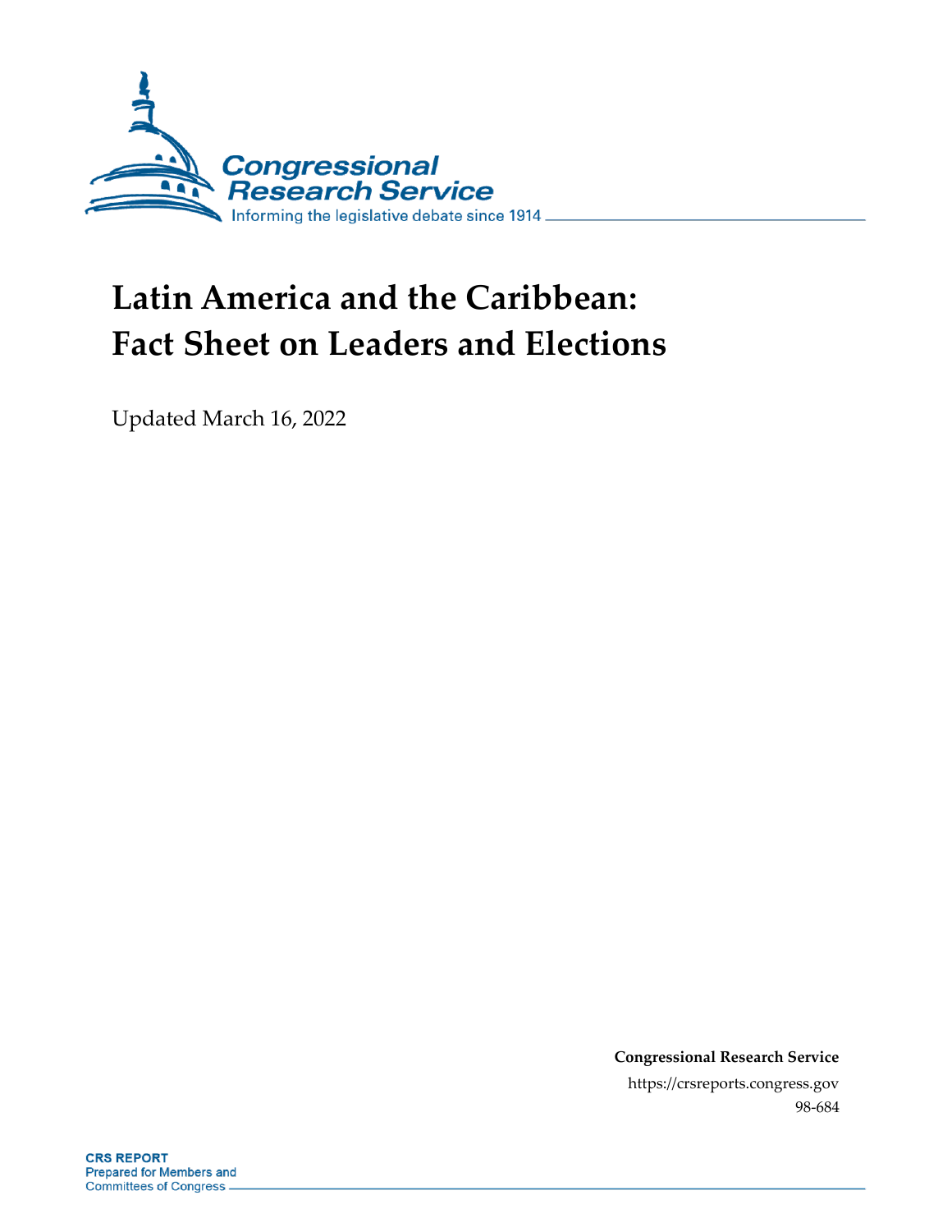# Latin America and the Caribbean: Fact Sheet on Leaders and Elections

Updated March 16, 2022

**Congressional Research Service**

https://crsreports.congress.gov

98-684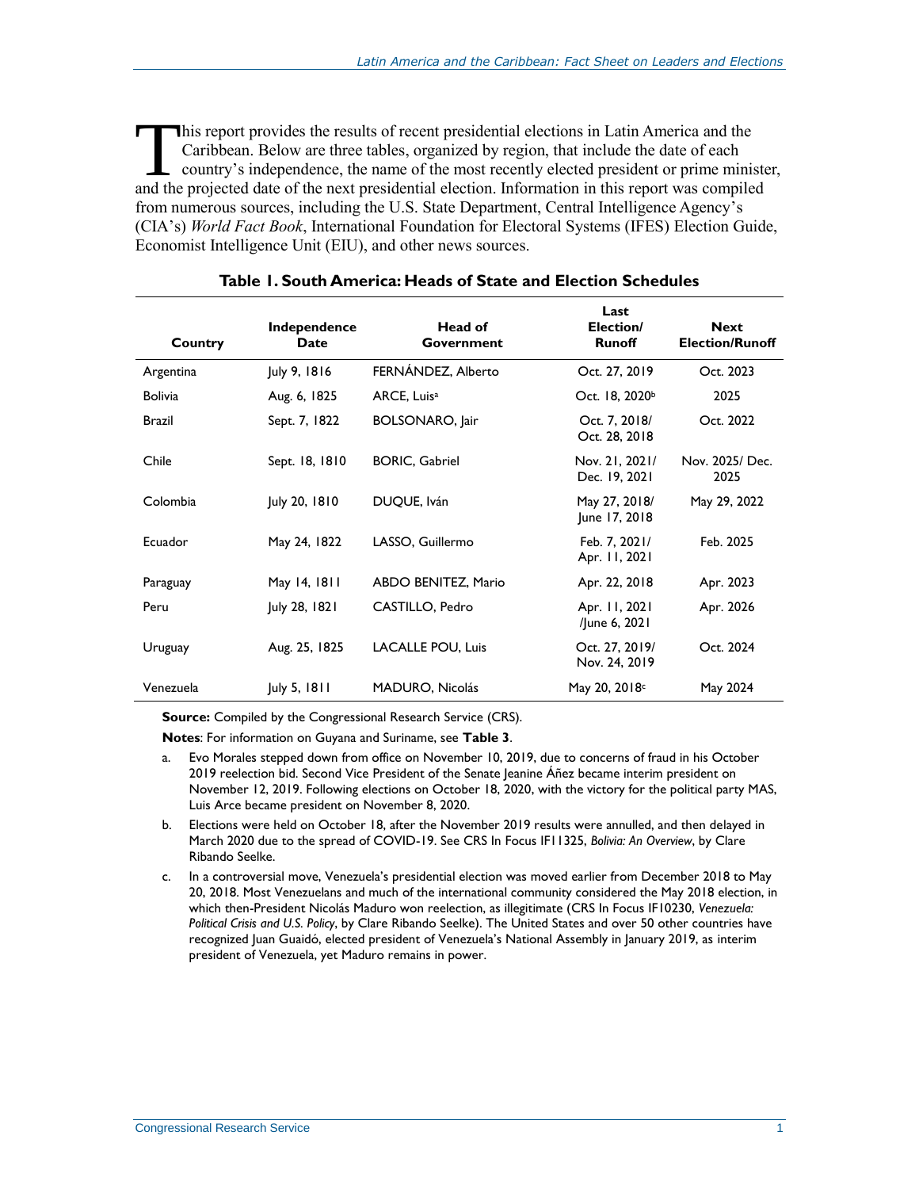This report provides the results of recent presidential elections in Latin America and the Caribbean. Below are three tables, organized by region, that include the date of each country's independence, the name of the most recently elected president or prime minister, and the projected date of the next presidential election. Information in this report was compiled from numerous sources, including the U.S. State Department, Central Intelligence Agency's (CIA's) *World Fact Book*, International Foundation for Electoral Systems (IFES) Election Guide, Economist Intelligence Unit (EIU), and other news sources.

**Table 1. South America: Heads of State and Election Schedules**

| Country | Independence Date | Head of Government | Last Election/ Runoff | Next Election/Runoff |
|---|---|---|---|---|
| Argentina | July 9, 1816 | FERNÁNDEZ, Alberto | Oct. 27, 2019 | Oct. 2023 |
| Bolivia | Aug. 6, 1825 | ARCE, Luis[a] | Oct. 18, 2020[b] | 2025 |
| Brazil | Sept. 7, 1822 | BOLSONARO, Jair | Oct. 7, 2018/ Oct. 28, 2018 | Oct. 2022 |
| Chile | Sept. 18, 1810 | BORIC, Gabriel | Nov. 21, 2021/ Dec. 19, 2021 | Nov. 2025/ Dec. 2025 |
| Colombia | July 20, 1810 | DUQUE, Iván | May 27, 2018/ June 17, 2018 | May 29, 2022 |
| Ecuador | May 24, 1822 | LASSO, Guillermo | Feb. 7, 2021/ Apr. 11, 2021 | Feb. 2025 |
| Paraguay | May 14, 1811 | ABDO BENITEZ, Mario | Apr. 22, 2018 | Apr. 2023 |
| Peru | July 28, 1821 | CASTILLO, Pedro | Apr. 11, 2021 /June 6, 2021 | Apr. 2026 |
| Uruguay | Aug. 25, 1825 | LACALLE POU, Luis | Oct. 27, 2019/ Nov. 24, 2019 | Oct. 2024 |
| Venezuela | July 5, 1811 | MADURO, Nicolás | May 20, 2018[c] | May 2024 |

**Source:** Compiled by the Congressional Research Service (CRS).

**Notes**: For information on Guyana and Suriname, see **Table 3**.

a. Evo Morales stepped down from office on November 10, 2019, due to concerns of fraud in his October 2019 reelection bid. Second Vice President of the Senate Jeanine Áñez became interim president on November 12, 2019. Following elections on October 18, 2020, with the victory for the political party MAS, Luis Arce became president on November 8, 2020.

b. Elections were held on October 18, after the November 2019 results were annulled, and then delayed in March 2020 due to the spread of COVID-19. See CRS In Focus IF11325, *Bolivia: An Overview*, by Clare Ribando Seelke.

c. In a controversial move, Venezuela's presidential election was moved earlier from December 2018 to May 20, 2018. Most Venezuelans and much of the international community considered the May 2018 election, in which then-President Nicolás Maduro won reelection, as illegitimate (CRS In Focus IF10230, *Venezuela: Political Crisis and U.S. Policy*, by Clare Ribando Seelke). The United States and over 50 other countries have recognized Juan Guaidó, elected president of Venezuela's National Assembly in January 2019, as interim president of Venezuela, yet Maduro remains in power.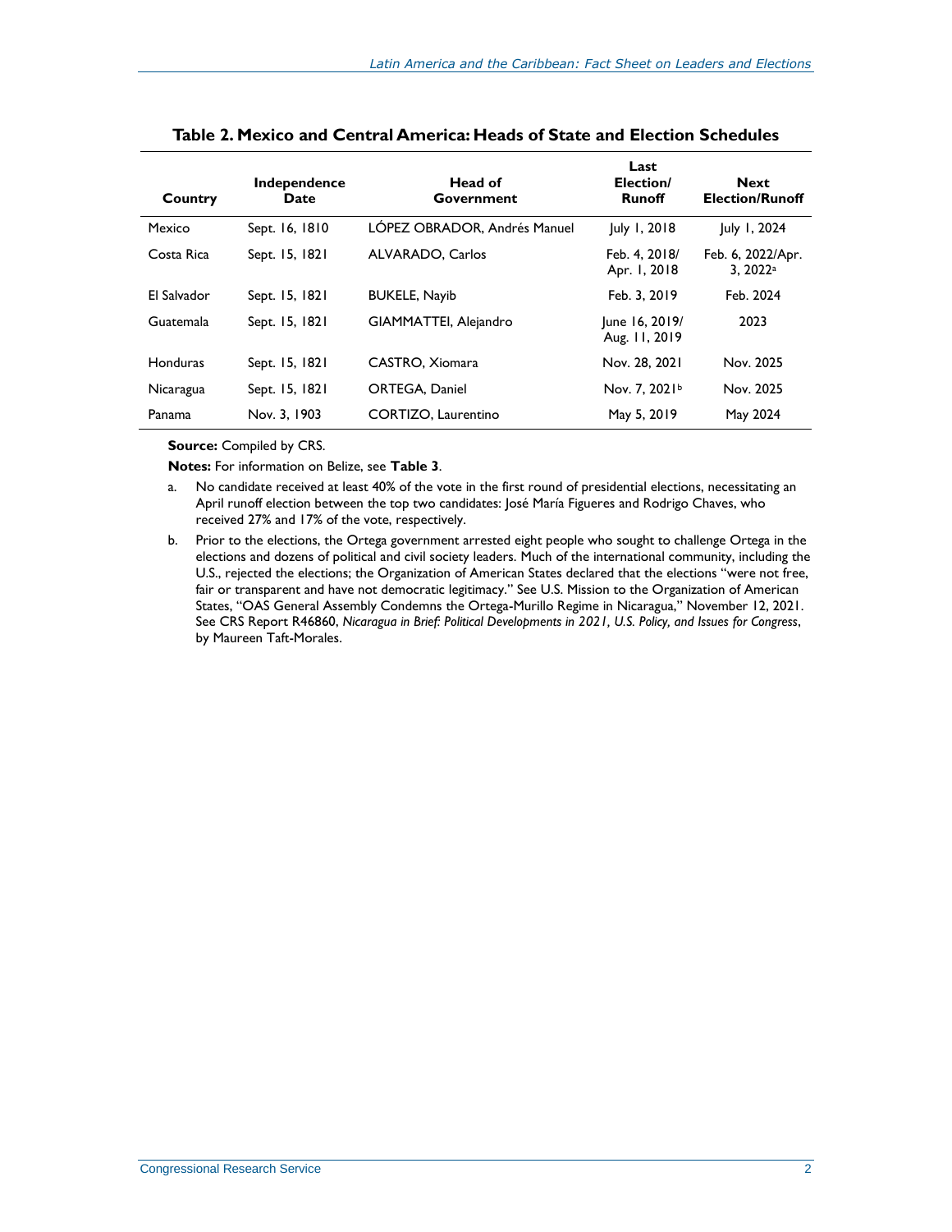**Table 2. Mexico and Central America: Heads of State and Election Schedules**

| Country | Independence Date | Head of Government | Last Election/ Runoff | Next Election/Runoff |
|---|---|---|---|---|
| Mexico | Sept. 16, 1810 | LÓPEZ OBRADOR, Andrés Manuel | July 1, 2018 | July 1, 2024 |
| Costa Rica | Sept. 15, 1821 | ALVARADO, Carlos | Feb. 4, 2018/ Apr. 1, 2018 | Feb. 6, 2022/Apr. 3, 2022[a] |
| El Salvador | Sept. 15, 1821 | BUKELE, Nayib | Feb. 3, 2019 | Feb. 2024 |
| Guatemala | Sept. 15, 1821 | GIAMMATTEI, Alejandro | June 16, 2019/ Aug. 11, 2019 | 2023 |
| Honduras | Sept. 15, 1821 | CASTRO, Xiomara | Nov. 28, 2021 | Nov. 2025 |
| Nicaragua | Sept. 15, 1821 | ORTEGA, Daniel | Nov. 7, 2021[b] | Nov. 2025 |
| Panama | Nov. 3, 1903 | CORTIZO, Laurentino | May 5, 2019 | May 2024 |

**Source:** Compiled by CRS.

**Notes:** For information on Belize, see **Table 3**.

a. No candidate received at least 40% of the vote in the first round of presidential elections, necessitating an April runoff election between the top two candidates: José María Figueres and Rodrigo Chaves, who received 27% and 17% of the vote, respectively.

b. Prior to the elections, the Ortega government arrested eight people who sought to challenge Ortega in the elections and dozens of political and civil society leaders. Much of the international community, including the U.S., rejected the elections; the Organization of American States declared that the elections "were not free, fair or transparent and have not democratic legitimacy." See U.S. Mission to the Organization of American States, "OAS General Assembly Condemns the Ortega-Murillo Regime in Nicaragua," November 12, 2021. See CRS Report R46860, *Nicaragua in Brief: Political Developments in 2021, U.S. Policy, and Issues for Congress*, by Maureen Taft-Morales.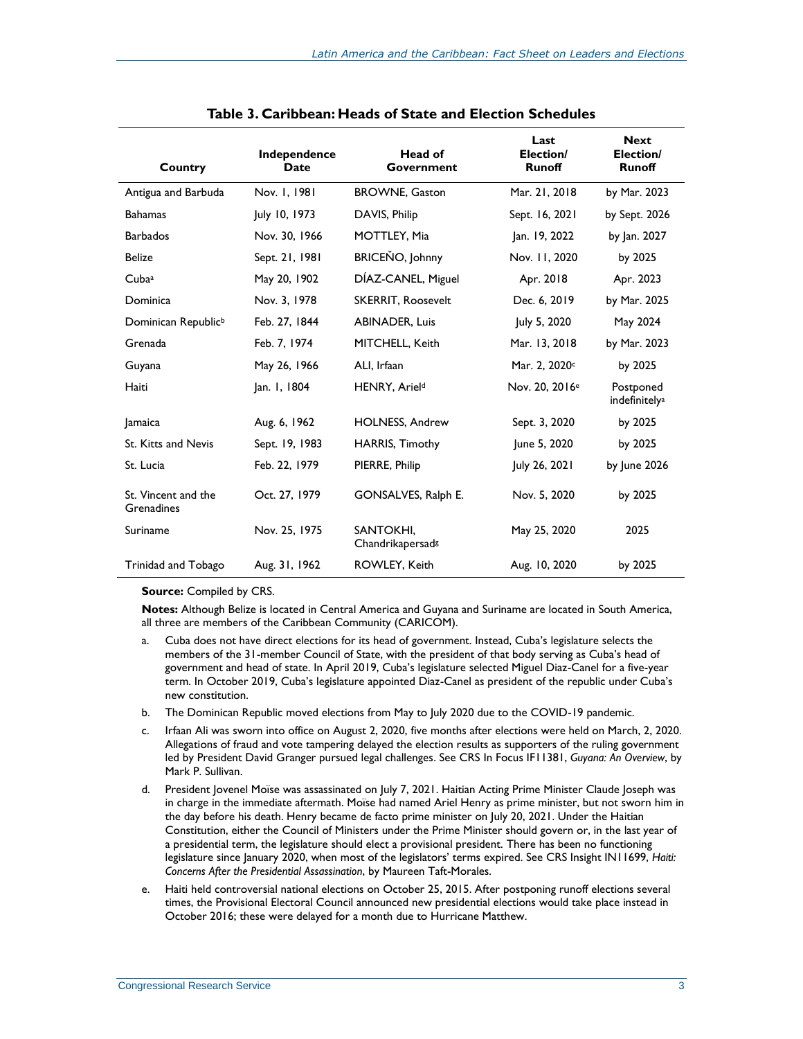**Table 3. Caribbean: Heads of State and Election Schedules**

| Country | Independence Date | Head of Government | Last Election/ Runoff | Next Election/ Runoff |
|---|---|---|---|---|
| Antigua and Barbuda | Nov. 1, 1981 | BROWNE, Gaston | Mar. 21, 2018 | by Mar. 2023 |
| Bahamas | July 10, 1973 | DAVIS, Philip | Sept. 16, 2021 | by Sept. 2026 |
| Barbados | Nov. 30, 1966 | MOTTLEY, Mia | Jan. 19, 2022 | by Jan. 2027 |
| Belize | Sept. 21, 1981 | BRICEŇO, Johnny | Nov. 11, 2020 | by 2025 |
| Cuba[a] | May 20, 1902 | DÍAZ-CANEL, Miguel | Apr. 2018 | Apr. 2023 |
| Dominica | Nov. 3, 1978 | SKERRIT, Roosevelt | Dec. 6, 2019 | by Mar. 2025 |
| Dominican Republic[b] | Feb. 27, 1844 | ABINADER, Luis | July 5, 2020 | May 2024 |
| Grenada | Feb. 7, 1974 | MITCHELL, Keith | Mar. 13, 2018 | by Mar. 2023 |
| Guyana | May 26, 1966 | ALI, Irfaan | Mar. 2, 2020[c] | by 2025 |
| Haiti | Jan. 1, 1804 | HENRY, Ariel[d] | Nov. 20, 2016[e] | Postponed indefinitely[a] |
| Jamaica | Aug. 6, 1962 | HOLNESS, Andrew | Sept. 3, 2020 | by 2025 |
| St. Kitts and Nevis | Sept. 19, 1983 | HARRIS, Timothy | June 5, 2020 | by 2025 |
| St. Lucia | Feb. 22, 1979 | PIERRE, Philip | July 26, 2021 | by June 2026 |
| St. Vincent and the Grenadines | Oct. 27, 1979 | GONSALVES, Ralph E. | Nov. 5, 2020 | by 2025 |
| Suriname | Nov. 25, 1975 | SANTOKHI, Chandrikapersad[g] | May 25, 2020 | 2025 |
| Trinidad and Tobago | Aug. 31, 1962 | ROWLEY, Keith | Aug. 10, 2020 | by 2025 |

**Source:** Compiled by CRS.

**Notes:** Although Belize is located in Central America and Guyana and Suriname are located in South America, all three are members of the Caribbean Community (CARICOM).

a. Cuba does not have direct elections for its head of government. Instead, Cuba's legislature selects the members of the 31-member Council of State, with the president of that body serving as Cuba's head of government and head of state. In April 2019, Cuba's legislature selected Miguel Diaz-Canel for a five-year term. In October 2019, Cuba's legislature appointed Diaz-Canel as president of the republic under Cuba's new constitution.

b. The Dominican Republic moved elections from May to July 2020 due to the COVID-19 pandemic.

c. Irfaan Ali was sworn into office on August 2, 2020, five months after elections were held on March, 2, 2020. Allegations of fraud and vote tampering delayed the election results as supporters of the ruling government led by President David Granger pursued legal challenges. See CRS In Focus IF11381, *Guyana: An Overview*, by Mark P. Sullivan.

d. President Jovenel Moïse was assassinated on July 7, 2021. Haitian Acting Prime Minister Claude Joseph was in charge in the immediate aftermath. Moïse had named Ariel Henry as prime minister, but not sworn him in the day before his death. Henry became de facto prime minister on July 20, 2021. Under the Haitian Constitution, either the Council of Ministers under the Prime Minister should govern or, in the last year of a presidential term, the legislature should elect a provisional president. There has been no functioning legislature since January 2020, when most of the legislators' terms expired. See CRS Insight IN11699, *Haiti: Concerns After the Presidential Assassination*, by Maureen Taft-Morales.

e. Haiti held controversial national elections on October 25, 2015. After postponing runoff elections several times, the Provisional Electoral Council announced new presidential elections would take place instead in October 2016; these were delayed for a month due to Hurricane Matthew.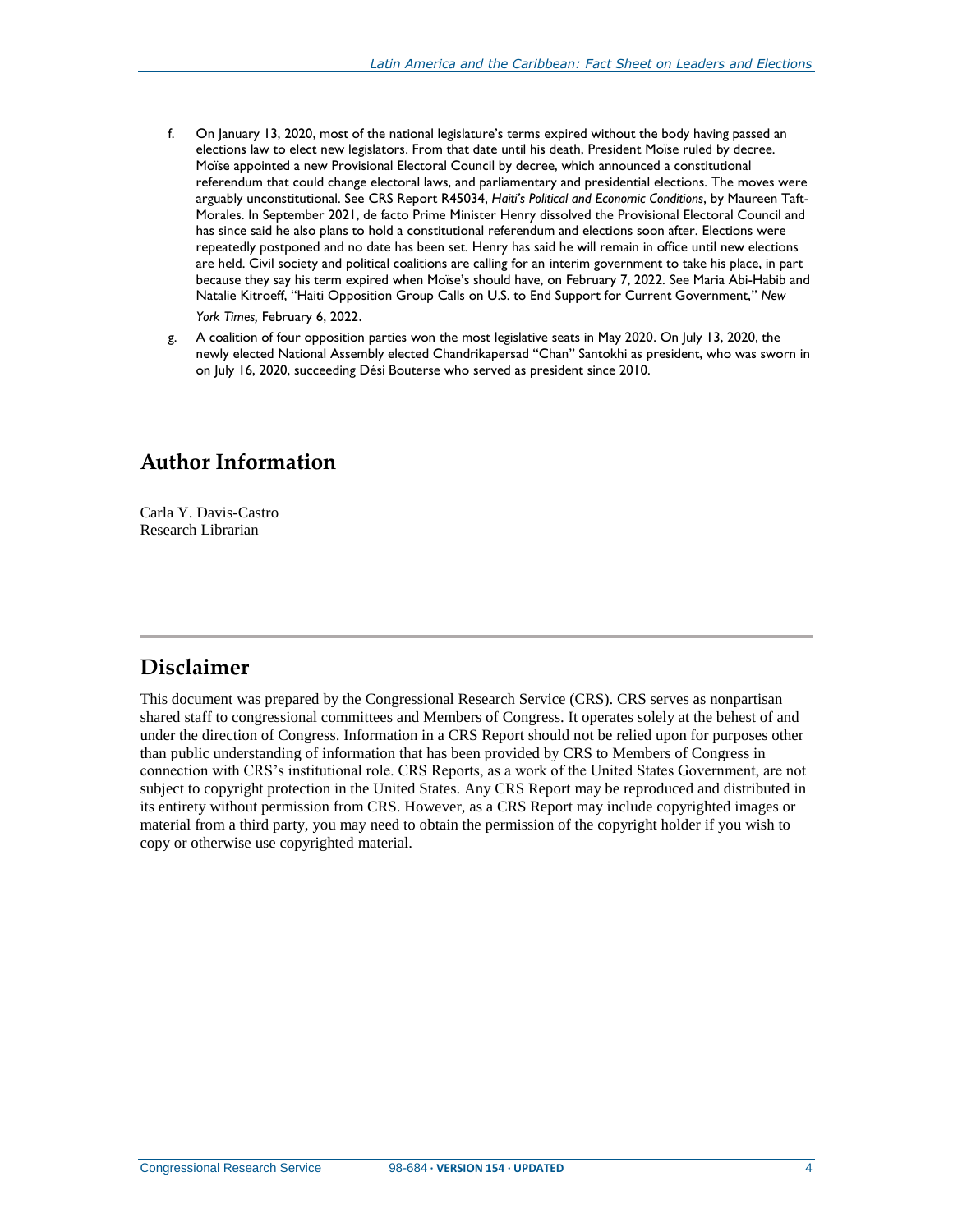f. On January 13, 2020, most of the national legislature's terms expired without the body having passed an elections law to elect new legislators. From that date until his death, President Moïse ruled by decree. Moïse appointed a new Provisional Electoral Council by decree, which announced a constitutional referendum that could change electoral laws, and parliamentary and presidential elections. The moves were arguably unconstitutional. See CRS Report R45034, *Haiti's Political and Economic Conditions*, by Maureen Taft-Morales. In September 2021, de facto Prime Minister Henry dissolved the Provisional Electoral Council and has since said he also plans to hold a constitutional referendum and elections soon after. Elections were repeatedly postponed and no date has been set. Henry has said he will remain in office until new elections are held. Civil society and political coalitions are calling for an interim government to take his place, in part because they say his term expired when Moïse's should have, on February 7, 2022. See Maria Abi-Habib and Natalie Kitroeff, "Haiti Opposition Group Calls on U.S. to End Support for Current Government," *New York Times,* February 6, 2022.

g. A coalition of four opposition parties won the most legislative seats in May 2020. On July 13, 2020, the newly elected National Assembly elected Chandrikapersad "Chan" Santokhi as president, who was sworn in on July 16, 2020, succeeding Dési Bouterse who served as president since 2010.

## Author Information

Carla Y. Davis-Castro
Research Librarian

## Disclaimer

This document was prepared by the Congressional Research Service (CRS). CRS serves as nonpartisan shared staff to congressional committees and Members of Congress. It operates solely at the behest of and under the direction of Congress. Information in a CRS Report should not be relied upon for purposes other than public understanding of information that has been provided by CRS to Members of Congress in connection with CRS's institutional role. CRS Reports, as a work of the United States Government, are not subject to copyright protection in the United States. Any CRS Report may be reproduced and distributed in its entirety without permission from CRS. However, as a CRS Report may include copyrighted images or material from a third party, you may need to obtain the permission of the copyright holder if you wish to copy or otherwise use copyrighted material.